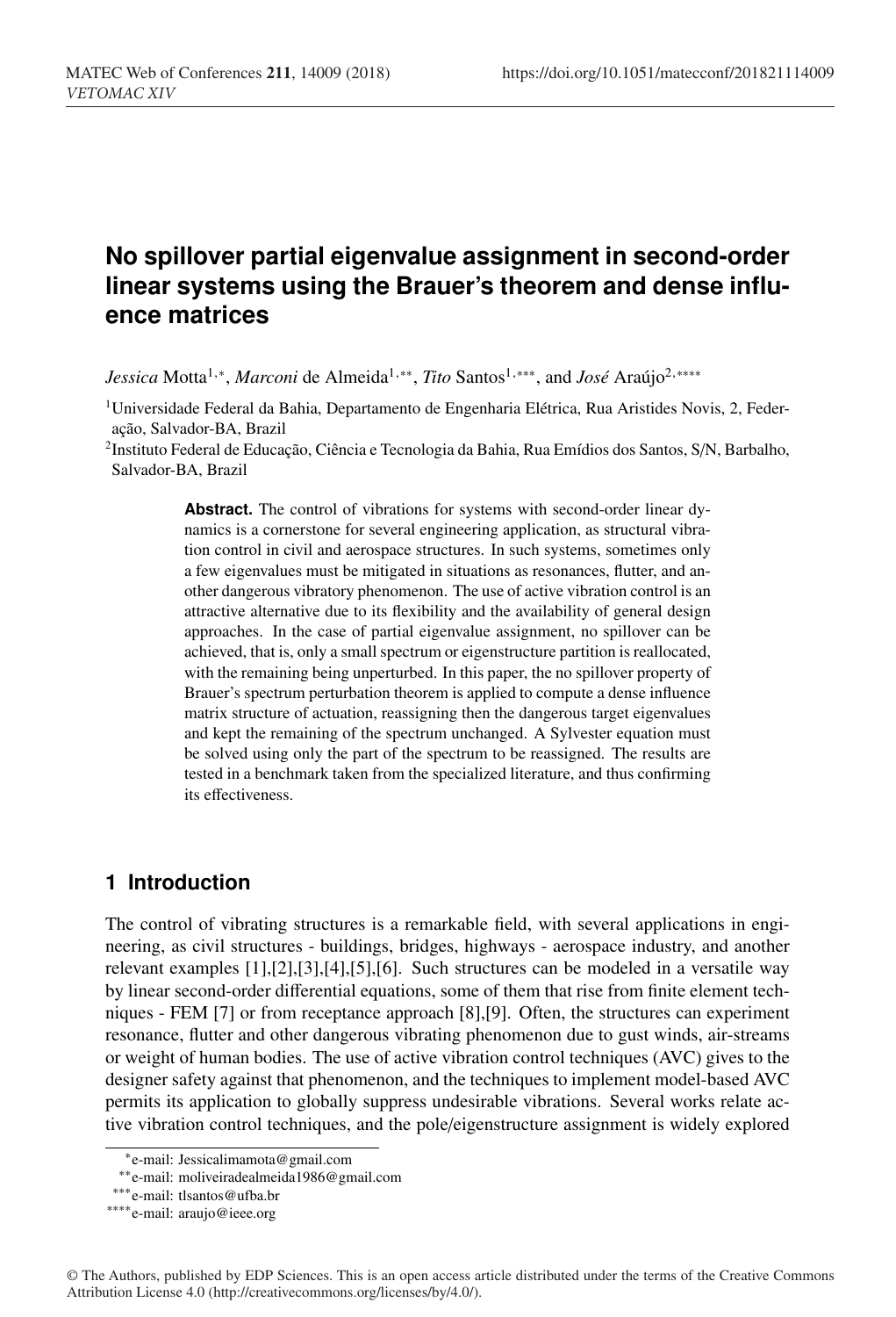# No spillover partial eigenvalue assignment in second-order linear systems using the Brauer's theorem and dense influence matrices

*Jessica* Motta[1,*], *Marconi* de Almeida[1,**], *Tito* Santos[1,***], and *José* Araújo[2,****]

[1]Universidade Federal da Bahia, Departamento de Engenharia Elétrica, Rua Aristides Novis, 2, Federação, Salvador-BA, Brazil

[2]Instituto Federal de Educação, Ciência e Tecnologia da Bahia, Rua Emídios dos Santos, S/N, Barbalho, Salvador-BA, Brazil

**Abstract.** The control of vibrations for systems with second-order linear dynamics is a cornerstone for several engineering application, as structural vibration control in civil and aerospace structures. In such systems, sometimes only a few eigenvalues must be mitigated in situations as resonances, flutter, and another dangerous vibratory phenomenon. The use of active vibration control is an attractive alternative due to its flexibility and the availability of general design approaches. In the case of partial eigenvalue assignment, no spillover can be achieved, that is, only a small spectrum or eigenstructure partition is reallocated, with the remaining being unperturbed. In this paper, the no spillover property of Brauer's spectrum perturbation theorem is applied to compute a dense influence matrix structure of actuation, reassigning then the dangerous target eigenvalues and kept the remaining of the spectrum unchanged. A Sylvester equation must be solved using only the part of the spectrum to be reassigned. The results are tested in a benchmark taken from the specialized literature, and thus confirming its effectiveness.

## 1 Introduction

The control of vibrating structures is a remarkable field, with several applications in engineering, as civil structures - buildings, bridges, highways - aerospace industry, and another relevant examples [1],[2],[3],[4],[5],[6]. Such structures can be modeled in a versatile way by linear second-order differential equations, some of them that rise from finite element techniques - FEM [7] or from receptance approach [8],[9]. Often, the structures can experiment resonance, flutter and other dangerous vibrating phenomenon due to gust winds, air-streams or weight of human bodies. The use of active vibration control techniques (AVC) gives to the designer safety against that phenomenon, and the techniques to implement model-based AVC permits its application to globally suppress undesirable vibrations. Several works relate active vibration control techniques, and the pole/eigenstructure assignment is widely explored

*e-mail: Jessicalimamota@gmail.com

**e-mail: moliveiradealmeida1986@gmail.com

***e-mail: tlsantos@ufba.br

****e-mail: araujo@ieee.org

© The Authors, published by EDP Sciences. This is an open access article distributed under the terms of the Creative Commons Attribution License 4.0 (http://creativecommons.org/licenses/by/4.0/).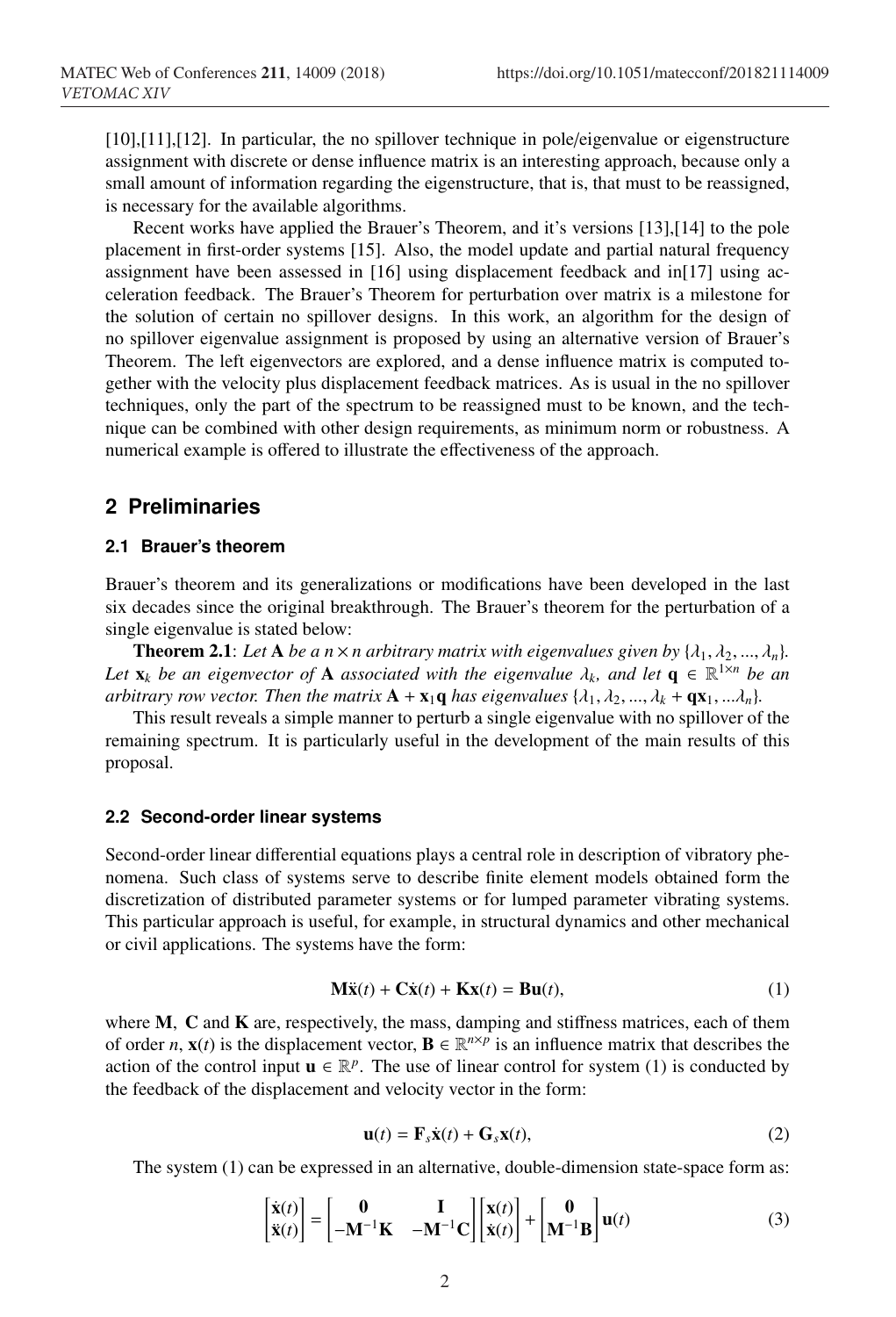[10],[11],[12]. In particular, the no spillover technique in pole/eigenvalue or eigenstructure assignment with discrete or dense influence matrix is an interesting approach, because only a small amount of information regarding the eigenstructure, that is, that must to be reassigned, is necessary for the available algorithms.

Recent works have applied the Brauer's Theorem, and it's versions [13],[14] to the pole placement in first-order systems [15]. Also, the model update and partial natural frequency assignment have been assessed in [16] using displacement feedback and in[17] using acceleration feedback. The Brauer's Theorem for perturbation over matrix is a milestone for the solution of certain no spillover designs. In this work, an algorithm for the design of no spillover eigenvalue assignment is proposed by using an alternative version of Brauer's Theorem. The left eigenvectors are explored, and a dense influence matrix is computed together with the velocity plus displacement feedback matrices. As is usual in the no spillover techniques, only the part of the spectrum to be reassigned must to be known, and the technique can be combined with other design requirements, as minimum norm or robustness. A numerical example is offered to illustrate the effectiveness of the approach.

## 2 Preliminaries

### 2.1 Brauer's theorem

Brauer's theorem and its generalizations or modifications have been developed in the last six decades since the original breakthrough. The Brauer's theorem for the perturbation of a single eigenvalue is stated below:

**Theorem 2.1**: *Let* $\mathbf{A}$ *be a* $n \times n$ *arbitrary matrix with eigenvalues given by* $\{\lambda_1, \lambda_2, ..., \lambda_n\}$. *Let* $\mathbf{x}_k$ *be an eigenvector of* $\mathbf{A}$ *associated with the eigenvalue* $\lambda_k$, *and let* $\mathbf{q} \in \mathbb{R}^{1\times n}$ *be an arbitrary row vector. Then the matrix* $\mathbf{A} + \mathbf{x}_1\mathbf{q}$ *has eigenvalues* $\{\lambda_1, \lambda_2, ..., \lambda_k + \mathbf{q}\mathbf{x}_1, ...\lambda_n\}$.

This result reveals a simple manner to perturb a single eigenvalue with no spillover of the remaining spectrum. It is particularly useful in the development of the main results of this proposal.

### 2.2 Second-order linear systems

Second-order linear differential equations plays a central role in description of vibratory phenomena. Such class of systems serve to describe finite element models obtained form the discretization of distributed parameter systems or for lumped parameter vibrating systems. This particular approach is useful, for example, in structural dynamics and other mechanical or civil applications. The systems have the form:

$$\mathbf{M}\ddot{\mathbf{x}}(t) + \mathbf{C}\dot{\mathbf{x}}(t) + \mathbf{K}\mathbf{x}(t) = \mathbf{B}\mathbf{u}(t), \tag{1}$$

where $\mathbf{M}$, $\mathbf{C}$ and $\mathbf{K}$ are, respectively, the mass, damping and stiffness matrices, each of them of order $n$, $\mathbf{x}(t)$ is the displacement vector, $\mathbf{B} \in \mathbb{R}^{n\times p}$ is an influence matrix that describes the action of the control input $\mathbf{u} \in \mathbb{R}^p$. The use of linear control for system (1) is conducted by the feedback of the displacement and velocity vector in the form:

$$\mathbf{u}(t) = \mathbf{F}_s\dot{\mathbf{x}}(t) + \mathbf{G}_s\mathbf{x}(t), \tag{2}$$

The system (1) can be expressed in an alternative, double-dimension state-space form as:

$$\begin{bmatrix} \dot{\mathbf{x}}(t) \\ \ddot{\mathbf{x}}(t) \end{bmatrix} = \begin{bmatrix} \mathbf{0} & \mathbf{I} \\ -\mathbf{M}^{-1}\mathbf{K} & -\mathbf{M}^{-1}\mathbf{C} \end{bmatrix} \begin{bmatrix} \mathbf{x}(t) \\ \dot{\mathbf{x}}(t) \end{bmatrix} + \begin{bmatrix} \mathbf{0} \\ \mathbf{M}^{-1}\mathbf{B} \end{bmatrix} \mathbf{u}(t) \tag{3}$$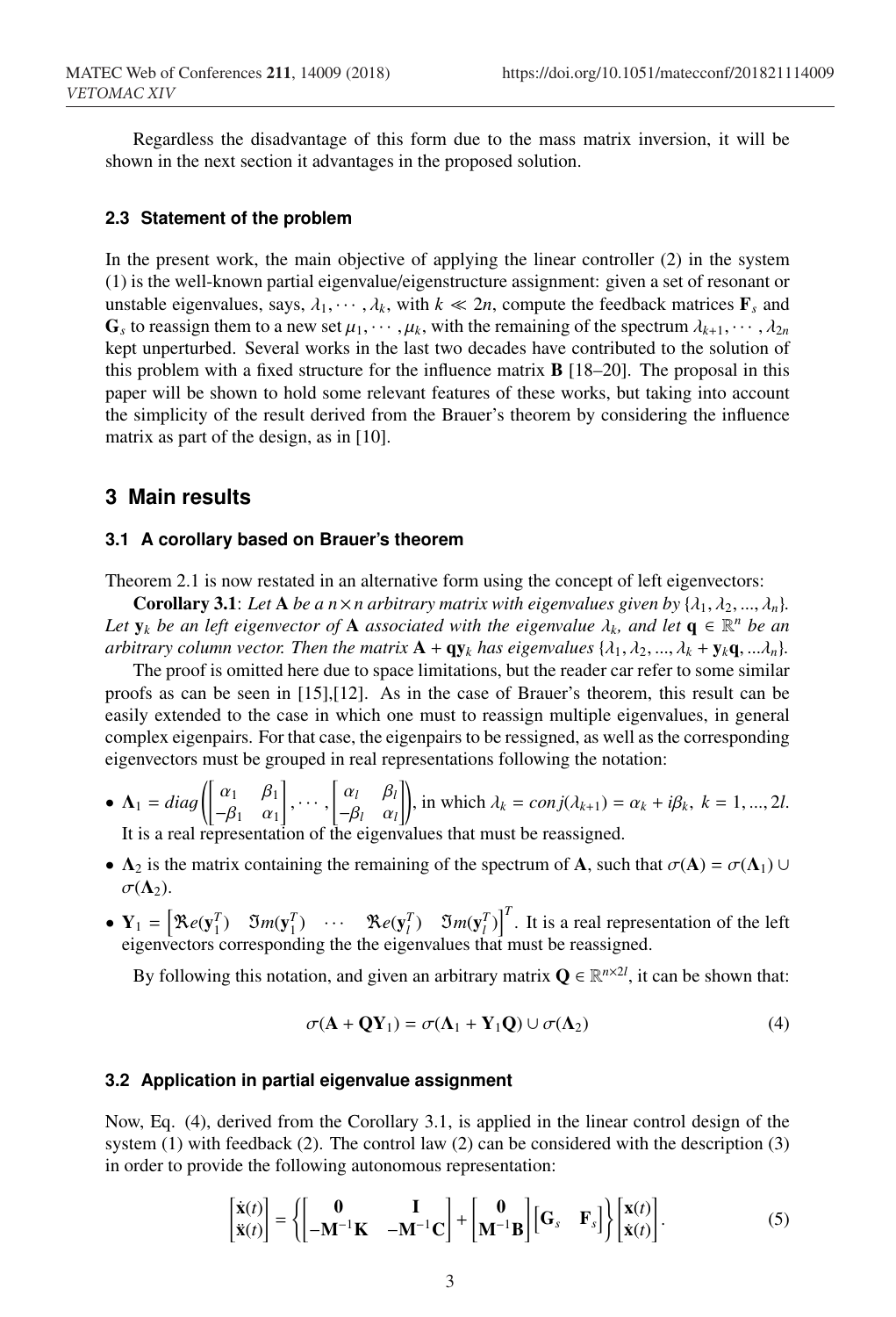Regardless the disadvantage of this form due to the mass matrix inversion, it will be shown in the next section it advantages in the proposed solution.

### 2.3 Statement of the problem

In the present work, the main objective of applying the linear controller (2) in the system (1) is the well-known partial eigenvalue/eigenstructure assignment: given a set of resonant or unstable eigenvalues, says, $\lambda_1, \cdots, \lambda_k$, with $k \ll 2n$, compute the feedback matrices $\mathbf{F}_s$ and $\mathbf{G}_s$ to reassign them to a new set $\mu_1, \cdots, \mu_k$, with the remaining of the spectrum $\lambda_{k+1}, \cdots, \lambda_{2n}$ kept unperturbed. Several works in the last two decades have contributed to the solution of this problem with a fixed structure for the influence matrix $\mathbf{B}$ [18–20]. The proposal in this paper will be shown to hold some relevant features of these works, but taking into account the simplicity of the result derived from the Brauer's theorem by considering the influence matrix as part of the design, as in [10].

## 3 Main results

### 3.1 A corollary based on Brauer's theorem

Theorem 2.1 is now restated in an alternative form using the concept of left eigenvectors:

**Corollary 3.1**: *Let* $\mathbf{A}$ *be a* $n \times n$ *arbitrary matrix with eigenvalues given by* $\{\lambda_1, \lambda_2, ..., \lambda_n\}$. *Let* $\mathbf{y}_k$ *be an left eigenvector of* $\mathbf{A}$ *associated with the eigenvalue* $\lambda_k$, *and let* $\mathbf{q} \in \mathbb{R}^n$ *be an arbitrary column vector. Then the matrix* $\mathbf{A} + \mathbf{q}\mathbf{y}_k$ *has eigenvalues* $\{\lambda_1, \lambda_2, ..., \lambda_k + \mathbf{y}_k\mathbf{q}, ...\lambda_n\}$.

The proof is omitted here due to space limitations, but the reader car refer to some similar proofs as can be seen in [15],[12]. As in the case of Brauer's theorem, this result can be easily extended to the case in which one must to reassign multiple eigenvalues, in general complex eigenpairs. For that case, the eigenpairs to be ressigned, as well as the corresponding eigenvectors must be grouped in real representations following the notation:

- $\mathbf{\Lambda}_1 = diag\left(\begin{bmatrix} \alpha_1 & \beta_1 \\ -\beta_1 & \alpha_1 \end{bmatrix}, \cdots, \begin{bmatrix} \alpha_l & \beta_l \\ -\beta_l & \alpha_l \end{bmatrix}\right)$, in which $\lambda_k = conj(\lambda_{k+1}) = \alpha_k + i\beta_k,\ k = 1, ..., 2l$. It is a real representation of the eigenvalues that must be reassigned.
- $\mathbf{\Lambda}_2$ is the matrix containing the remaining of the spectrum of $\mathbf{A}$, such that $\sigma(\mathbf{A}) = \sigma(\mathbf{\Lambda}_1) \cup \sigma(\mathbf{\Lambda}_2)$.
- $\mathbf{Y}_1 = \begin{bmatrix} \Re e(\mathbf{y}_1^T) & \Im m(\mathbf{y}_1^T) & \cdots & \Re e(\mathbf{y}_l^T) & \Im m(\mathbf{y}_l^T) \end{bmatrix}^T$. It is a real representation of the left eigenvectors corresponding the the eigenvalues that must be reassigned.

By following this notation, and given an arbitrary matrix $\mathbf{Q} \in \mathbb{R}^{n \times 2l}$, it can be shown that:

$$\sigma(\mathbf{A} + \mathbf{Q}\mathbf{Y}_1) = \sigma(\mathbf{\Lambda}_1 + \mathbf{Y}_1\mathbf{Q}) \cup \sigma(\mathbf{\Lambda}_2) \tag{4}$$

### 3.2 Application in partial eigenvalue assignment

Now, Eq. (4), derived from the Corollary 3.1, is applied in the linear control design of the system (1) with feedback (2). The control law (2) can be considered with the description (3) in order to provide the following autonomous representation:

$$\begin{bmatrix} \dot{\mathbf{x}}(t) \\ \ddot{\mathbf{x}}(t) \end{bmatrix} = \left\{ \begin{bmatrix} \mathbf{0} & \mathbf{I} \\ -\mathbf{M}^{-1}\mathbf{K} & -\mathbf{M}^{-1}\mathbf{C} \end{bmatrix} + \begin{bmatrix} \mathbf{0} \\ \mathbf{M}^{-1}\mathbf{B} \end{bmatrix} \begin{bmatrix} \mathbf{G}_s & \mathbf{F}_s \end{bmatrix} \right\} \begin{bmatrix} \mathbf{x}(t) \\ \dot{\mathbf{x}}(t) \end{bmatrix}. \tag{5}$$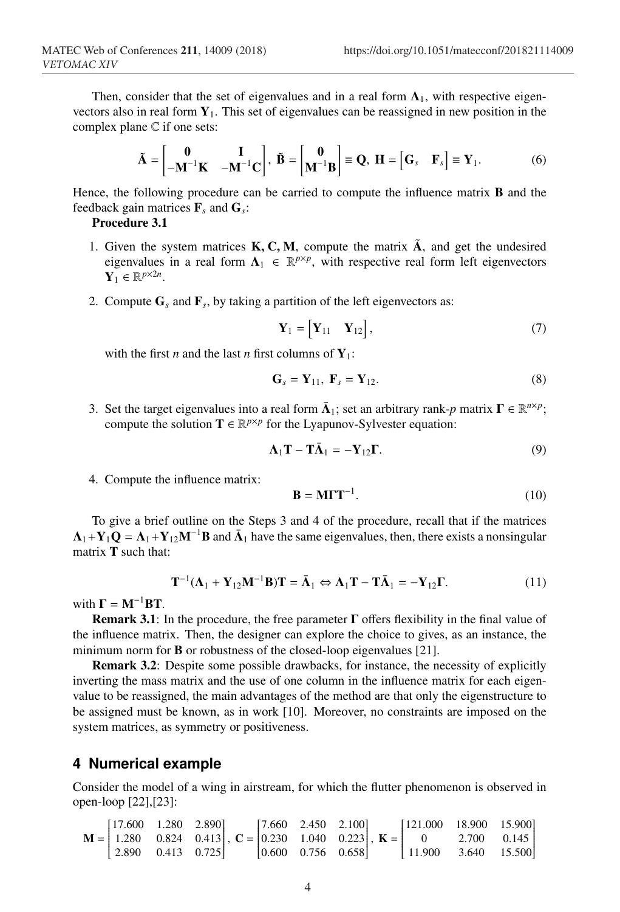Then, consider that the set of eigenvalues and in a real form $\mathbf{\Lambda}_1$, with respective eigenvectors also in real form $\mathbf{Y}_1$. This set of eigenvalues can be reassigned in new position in the complex plane $\mathbb{C}$ if one sets:

$$\tilde{\mathbf{A}} = \begin{bmatrix} \mathbf{0} & \mathbf{I} \\ -\mathbf{M}^{-1}\mathbf{K} & -\mathbf{M}^{-1}\mathbf{C} \end{bmatrix}, \; \tilde{\mathbf{B}} = \begin{bmatrix} \mathbf{0} \\ \mathbf{M}^{-1}\mathbf{B} \end{bmatrix} \equiv \mathbf{Q}, \; \mathbf{H} = \begin{bmatrix} \mathbf{G}_s & \mathbf{F}_s \end{bmatrix} \equiv \mathbf{Y}_1. \tag{6}$$

Hence, the following procedure can be carried to compute the influence matrix $\mathbf{B}$ and the feedback gain matrices $\mathbf{F}_s$ and $\mathbf{G}_s$:

**Procedure 3.1**

1. Given the system matrices $\mathbf{K}, \mathbf{C}, \mathbf{M}$, compute the matrix $\tilde{\mathbf{A}}$, and get the undesired eigenvalues in a real form $\mathbf{\Lambda}_1 \in \mathbb{R}^{p\times p}$, with respective real form left eigenvectors $\mathbf{Y}_1 \in \mathbb{R}^{p\times 2n}$.

2. Compute $\mathbf{G}_s$ and $\mathbf{F}_s$, by taking a partition of the left eigenvectors as:

$$\mathbf{Y}_1 = \begin{bmatrix} \mathbf{Y}_{11} & \mathbf{Y}_{12} \end{bmatrix}, \tag{7}$$

   with the first $n$ and the last $n$ first columns of $\mathbf{Y}_1$:

$$\mathbf{G}_s = \mathbf{Y}_{11}, \; \mathbf{F}_s = \mathbf{Y}_{12}. \tag{8}$$

3. Set the target eigenvalues into a real form $\bar{\mathbf{\Lambda}}_1$; set an arbitrary rank-$p$ matrix $\mathbf{\Gamma} \in \mathbb{R}^{n\times p}$; compute the solution $\mathbf{T} \in \mathbb{R}^{p\times p}$ for the Lyapunov-Sylvester equation:

$$\mathbf{\Lambda}_1\mathbf{T} - \mathbf{T}\bar{\mathbf{\Lambda}}_1 = -\mathbf{Y}_{12}\mathbf{\Gamma}. \tag{9}$$

4. Compute the influence matrix:

$$\mathbf{B} = \mathbf{M}\mathbf{\Gamma}\mathbf{T}^{-1}. \tag{10}$$

To give a brief outline on the Steps 3 and 4 of the procedure, recall that if the matrices $\mathbf{\Lambda}_1 + \mathbf{Y}_1\mathbf{Q} = \mathbf{\Lambda}_1 + \mathbf{Y}_{12}\mathbf{M}^{-1}\mathbf{B}$ and $\bar{\mathbf{\Lambda}}_1$ have the same eigenvalues, then, there exists a nonsingular matrix $\mathbf{T}$ such that:

$$\mathbf{T}^{-1}(\mathbf{\Lambda}_1 + \mathbf{Y}_{12}\mathbf{M}^{-1}\mathbf{B})\mathbf{T} = \bar{\mathbf{\Lambda}}_1 \Leftrightarrow \mathbf{\Lambda}_1\mathbf{T} - \mathbf{T}\bar{\mathbf{\Lambda}}_1 = -\mathbf{Y}_{12}\mathbf{\Gamma}. \tag{11}$$

with $\mathbf{\Gamma} = \mathbf{M}^{-1}\mathbf{B}\mathbf{T}$.

**Remark 3.1**: In the procedure, the free parameter $\mathbf{\Gamma}$ offers flexibility in the final value of the influence matrix. Then, the designer can explore the choice to gives, as an instance, the minimum norm for $\mathbf{B}$ or robustness of the closed-loop eigenvalues [21].

**Remark 3.2**: Despite some possible drawbacks, for instance, the necessity of explicitly inverting the mass matrix and the use of one column in the influence matrix for each eigenvalue to be reassigned, the main advantages of the method are that only the eigenstructure to be assigned must be known, as in work [10]. Moreover, no constraints are imposed on the system matrices, as symmetry or positiveness.

## 4 Numerical example

Consider the model of a wing in airstream, for which the flutter phenomenon is observed in open-loop [22],[23]:

$$\mathbf{M} = \begin{bmatrix} 17.600 & 1.280 & 2.890 \\ 1.280 & 0.824 & 0.413 \\ 2.890 & 0.413 & 0.725 \end{bmatrix}, \; \mathbf{C} = \begin{bmatrix} 7.660 & 2.450 & 2.100 \\ 0.230 & 1.040 & 0.223 \\ 0.600 & 0.756 & 0.658 \end{bmatrix}, \; \mathbf{K} = \begin{bmatrix} 121.000 & 18.900 & 15.900 \\ 0 & 2.700 & 0.145 \\ 11.900 & 3.640 & 15.500 \end{bmatrix}$$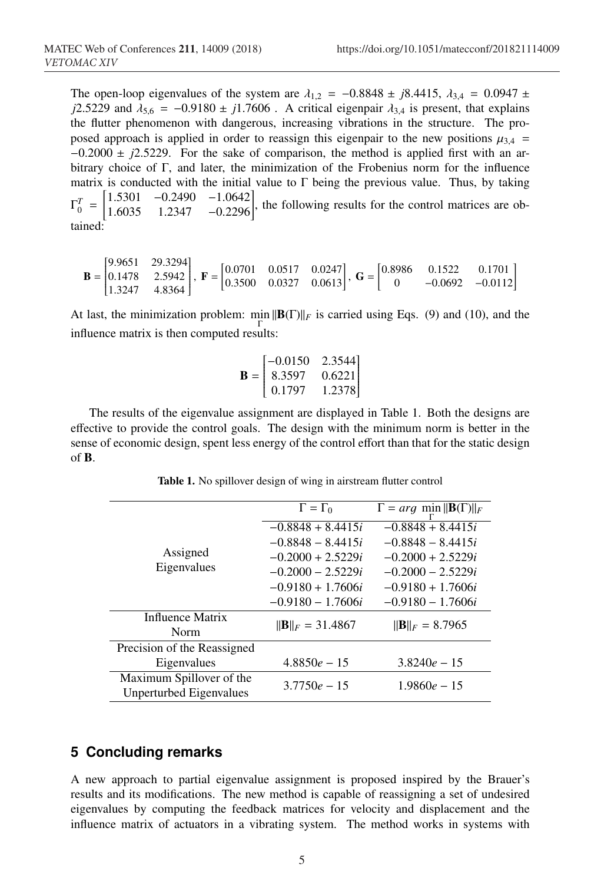The open-loop eigenvalues of the system are $\lambda_{1,2} = -0.8848 \pm j8.4415$, $\lambda_{3,4} = 0.0947 \pm j2.5229$ and $\lambda_{5,6} = -0.9180 \pm j1.7606$ . A critical eigenpair $\lambda_{3,4}$ is present, that explains the flutter phenomenon with dangerous, increasing vibrations in the structure. The proposed approach is applied in order to reassign this eigenpair to the new positions $\mu_{3,4} = -0.2000 \pm j2.5229$. For the sake of comparison, the method is applied first with an arbitrary choice of $\Gamma$, and later, the minimization of the Frobenius norm for the influence matrix is conducted with the initial value to $\Gamma$ being the previous value. Thus, by taking $\Gamma_0^T = \begin{bmatrix} 1.5301 & -0.2490 & -1.0642 \\ 1.6035 & 1.2347 & -0.2296 \end{bmatrix}$, the following results for the control matrices are obtained:

$$\mathbf{B} = \begin{bmatrix} 9.9651 & 29.3294 \\ 0.1478 & 2.5942 \\ 1.3247 & 4.8364 \end{bmatrix},\ \mathbf{F} = \begin{bmatrix} 0.0701 & 0.0517 & 0.0247 \\ 0.3500 & 0.0327 & 0.0613 \end{bmatrix},\ \mathbf{G} = \begin{bmatrix} 0.8986 & 0.1522 & 0.1701 \\ 0 & -0.0692 & -0.0112 \end{bmatrix}$$

At last, the minimization problem: $\min_{\Gamma} \|\mathbf{B}(\Gamma)\|_F$ is carried using Eqs. (9) and (10), and the influence matrix is then computed results:

$$\mathbf{B} = \begin{bmatrix} -0.0150 & 2.3544 \\ 8.3597 & 0.6221 \\ 0.1797 & 1.2378 \end{bmatrix}$$

The results of the eigenvalue assignment are displayed in Table 1. Both the designs are effective to provide the control goals. The design with the minimum norm is better in the sense of economic design, spent less energy of the control effort than that for the static design of **B**.

**Table 1.** No spillover design of wing in airstream flutter control

| | $\Gamma = \Gamma_0$ | $\Gamma = arg\ \min_{\Gamma} \|\mathbf{B}(\Gamma)\|_F$ |
|---|---|---|
| Assigned Eigenvalues | $-0.8848 + 8.4415i$ | $-0.8848 + 8.4415i$ |
| | $-0.8848 - 8.4415i$ | $-0.8848 - 8.4415i$ |
| | $-0.2000 + 2.5229i$ | $-0.2000 + 2.5229i$ |
| | $-0.2000 - 2.5229i$ | $-0.2000 - 2.5229i$ |
| | $-0.9180 + 1.7606i$ | $-0.9180 + 1.7606i$ |
| | $-0.9180 - 1.7606i$ | $-0.9180 - 1.7606i$ |
| Influence Matrix Norm | $\|\mathbf{B}\|_F = 31.4867$ | $\|\mathbf{B}\|_F = 8.7965$ |
| Precision of the Reassigned Eigenvalues | $4.8850e-15$ | $3.8240e-15$ |
| Maximum Spillover of the Unperturbed Eigenvalues | $3.7750e-15$ | $1.9860e-15$ |

## 5 Concluding remarks

A new approach to partial eigenvalue assignment is proposed inspired by the Brauer's results and its modifications. The new method is capable of reassigning a set of undesired eigenvalues by computing the feedback matrices for velocity and displacement and the influence matrix of actuators in a vibrating system. The method works in systems with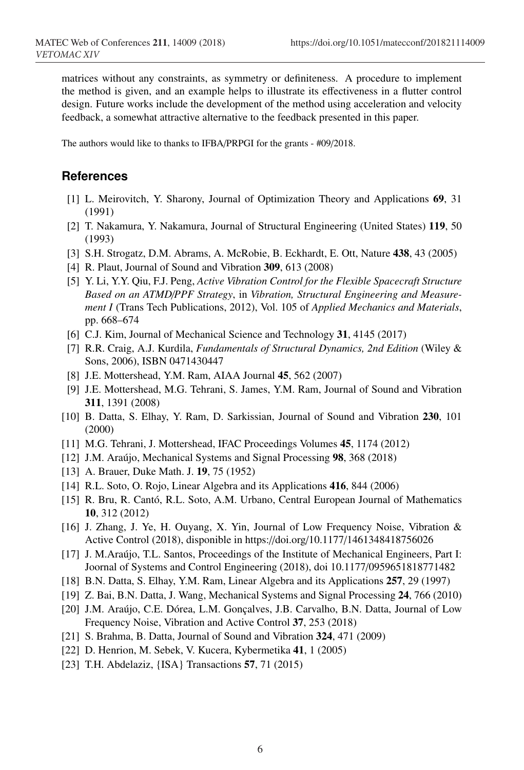matrices without any constraints, as symmetry or definiteness. A procedure to implement the method is given, and an example helps to illustrate its effectiveness in a flutter control design. Future works include the development of the method using acceleration and velocity feedback, a somewhat attractive alternative to the feedback presented in this paper.

The authors would like to thanks to IFBA/PRPGI for the grants - #09/2018.

## References

[1] L. Meirovitch, Y. Sharony, Journal of Optimization Theory and Applications **69**, 31 (1991)

[2] T. Nakamura, Y. Nakamura, Journal of Structural Engineering (United States) **119**, 50 (1993)

[3] S.H. Strogatz, D.M. Abrams, A. McRobie, B. Eckhardt, E. Ott, Nature **438**, 43 (2005)

[4] R. Plaut, Journal of Sound and Vibration **309**, 613 (2008)

[5] Y. Li, Y.Y. Qiu, F.J. Peng, *Active Vibration Control for the Flexible Spacecraft Structure Based on an ATMD/PPF Strategy*, in *Vibration, Structural Engineering and Measurement I* (Trans Tech Publications, 2012), Vol. 105 of *Applied Mechanics and Materials*, pp. 668–674

[6] C.J. Kim, Journal of Mechanical Science and Technology **31**, 4145 (2017)

[7] R.R. Craig, A.J. Kurdila, *Fundamentals of Structural Dynamics, 2nd Edition* (Wiley & Sons, 2006), ISBN 0471430447

[8] J.E. Mottershead, Y.M. Ram, AIAA Journal **45**, 562 (2007)

[9] J.E. Mottershead, M.G. Tehrani, S. James, Y.M. Ram, Journal of Sound and Vibration **311**, 1391 (2008)

[10] B. Datta, S. Elhay, Y. Ram, D. Sarkissian, Journal of Sound and Vibration **230**, 101 (2000)

[11] M.G. Tehrani, J. Mottershead, IFAC Proceedings Volumes **45**, 1174 (2012)

[12] J.M. Araújo, Mechanical Systems and Signal Processing **98**, 368 (2018)

[13] A. Brauer, Duke Math. J. **19**, 75 (1952)

[14] R.L. Soto, O. Rojo, Linear Algebra and its Applications **416**, 844 (2006)

[15] R. Bru, R. Cantó, R.L. Soto, A.M. Urbano, Central European Journal of Mathematics **10**, 312 (2012)

[16] J. Zhang, J. Ye, H. Ouyang, X. Yin, Journal of Low Frequency Noise, Vibration & Active Control (2018), disponible in https://doi.org/10.1177/1461348418756026

[17] J. M.Araújo, T.L. Santos, Proceedings of the Institute of Mechanical Engineers, Part I: Joornal of Systems and Control Engineering (2018), doi 10.1177/0959651818771482

[18] B.N. Datta, S. Elhay, Y.M. Ram, Linear Algebra and its Applications **257**, 29 (1997)

[19] Z. Bai, B.N. Datta, J. Wang, Mechanical Systems and Signal Processing **24**, 766 (2010)

[20] J.M. Araújo, C.E. Dórea, L.M. Gonçalves, J.B. Carvalho, B.N. Datta, Journal of Low Frequency Noise, Vibration and Active Control **37**, 253 (2018)

[21] S. Brahma, B. Datta, Journal of Sound and Vibration **324**, 471 (2009)

[22] D. Henrion, M. Sebek, V. Kucera, Kybermetika **41**, 1 (2005)

[23] T.H. Abdelaziz, {ISA} Transactions **57**, 71 (2015)